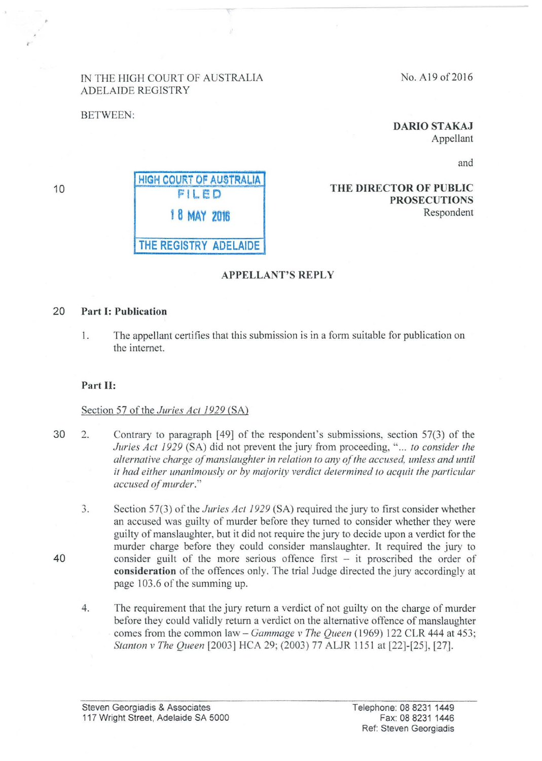IN THE HIGH COURT OF AUSTRALIA
ADELAIDE REGISTRY

No. A19 of 2016

BETWEEN:

**DARIO STAKAJ**
Appellant

and

**THE DIRECTOR OF PUBLIC PROSECUTIONS**
Respondent

HIGH COURT OF AUSTRALIA
FILED
18 MAY 2016
THE REGISTRY ADELAIDE

## APPELLANT'S REPLY

### Part I: Publication

1. The appellant certifies that this submission is in a form suitable for publication on the internet.

### Part II:

Section 57 of the *Juries Act 1929* (SA)

2. Contrary to paragraph [49] of the respondent's submissions, section 57(3) of the *Juries Act 1929* (SA) did not prevent the jury from proceeding, "*... to consider the alternative charge of manslaughter in relation to any of the accused, unless and until it had either unanimously or by majority verdict determined to acquit the particular accused of murder.*"

3. Section 57(3) of the *Juries Act 1929* (SA) required the jury to first consider whether an accused was guilty of murder before they turned to consider whether they were guilty of manslaughter, but it did not require the jury to decide upon a verdict for the murder charge before they could consider manslaughter. It required the jury to consider guilt of the more serious offence first – it proscribed the order of **consideration** of the offences only. The trial Judge directed the jury accordingly at page 103.6 of the summing up.

4. The requirement that the jury return a verdict of not guilty on the charge of murder before they could validly return a verdict on the alternative offence of manslaughter comes from the common law – *Gammage v The Queen* (1969) 122 CLR 444 at 453; *Stanton v The Queen* [2003] HCA 29; (2003) 77 ALJR 1151 at [22]-[25], [27].

Steven Georgiadis & Associates
117 Wright Street, Adelaide SA 5000

Telephone: 08 8231 1449
Fax: 08 8231 1446
Ref: Steven Georgiadis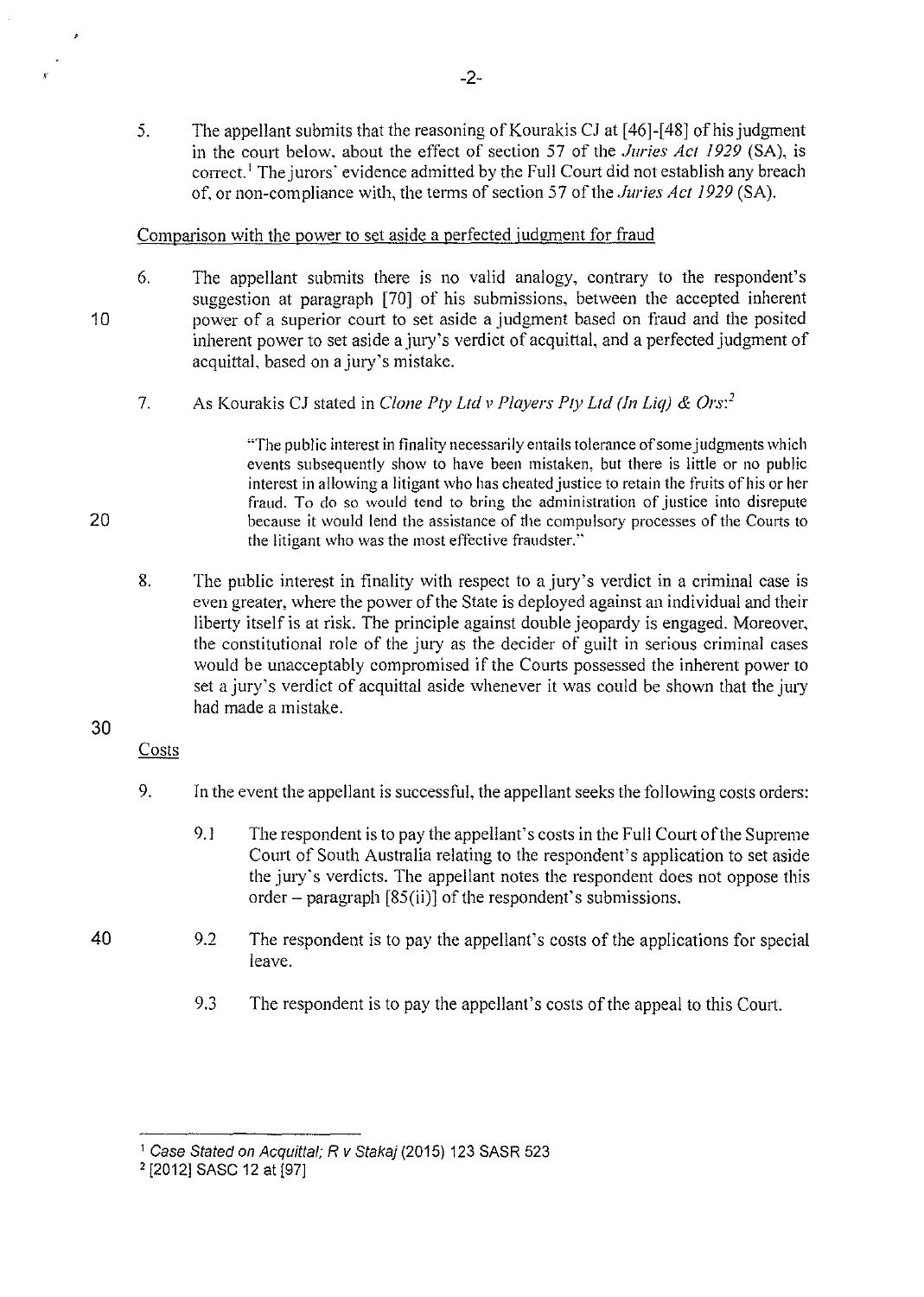5. The appellant submits that the reasoning of Kourakis CJ at [46]-[48] of his judgment in the court below, about the effect of section 57 of the *Juries Act 1929* (SA), is correct.[1] The jurors' evidence admitted by the Full Court did not establish any breach of, or non-compliance with, the terms of section 57 of the *Juries Act 1929* (SA).

Comparison with the power to set aside a perfected judgment for fraud

6. The appellant submits there is no valid analogy, contrary to the respondent's suggestion at paragraph [70] of his submissions, between the accepted inherent power of a superior court to set aside a judgment based on fraud and the posited inherent power to set aside a jury's verdict of acquittal, and a perfected judgment of acquittal, based on a jury's mistake.

7. As Kourakis CJ stated in *Clone Pty Ltd v Players Pty Ltd (In Liq) & Ors*:[2]

> "The public interest in finality necessarily entails tolerance of some judgments which events subsequently show to have been mistaken, but there is little or no public interest in allowing a litigant who has cheated justice to retain the fruits of his or her fraud. To do so would tend to bring the administration of justice into disrepute because it would lend the assistance of the compulsory processes of the Courts to the litigant who was the most effective fraudster."

8. The public interest in finality with respect to a jury's verdict in a criminal case is even greater, where the power of the State is deployed against an individual and their liberty itself is at risk. The principle against double jeopardy is engaged. Moreover, the constitutional role of the jury as the decider of guilt in serious criminal cases would be unacceptably compromised if the Courts possessed the inherent power to set a jury's verdict of acquittal aside whenever it was could be shown that the jury had made a mistake.

Costs

9. In the event the appellant is successful, the appellant seeks the following costs orders:

   9.1 The respondent is to pay the appellant's costs in the Full Court of the Supreme Court of South Australia relating to the respondent's application to set aside the jury's verdicts. The appellant notes the respondent does not oppose this order – paragraph [85(ii)] of the respondent's submissions.

   9.2 The respondent is to pay the appellant's costs of the applications for special leave.

   9.3 The respondent is to pay the appellant's costs of the appeal to this Court.

---

[1] *Case Stated on Acquittal; R v Stakaj* (2015) 123 SASR 523

[2] [2012] SASC 12 at [97]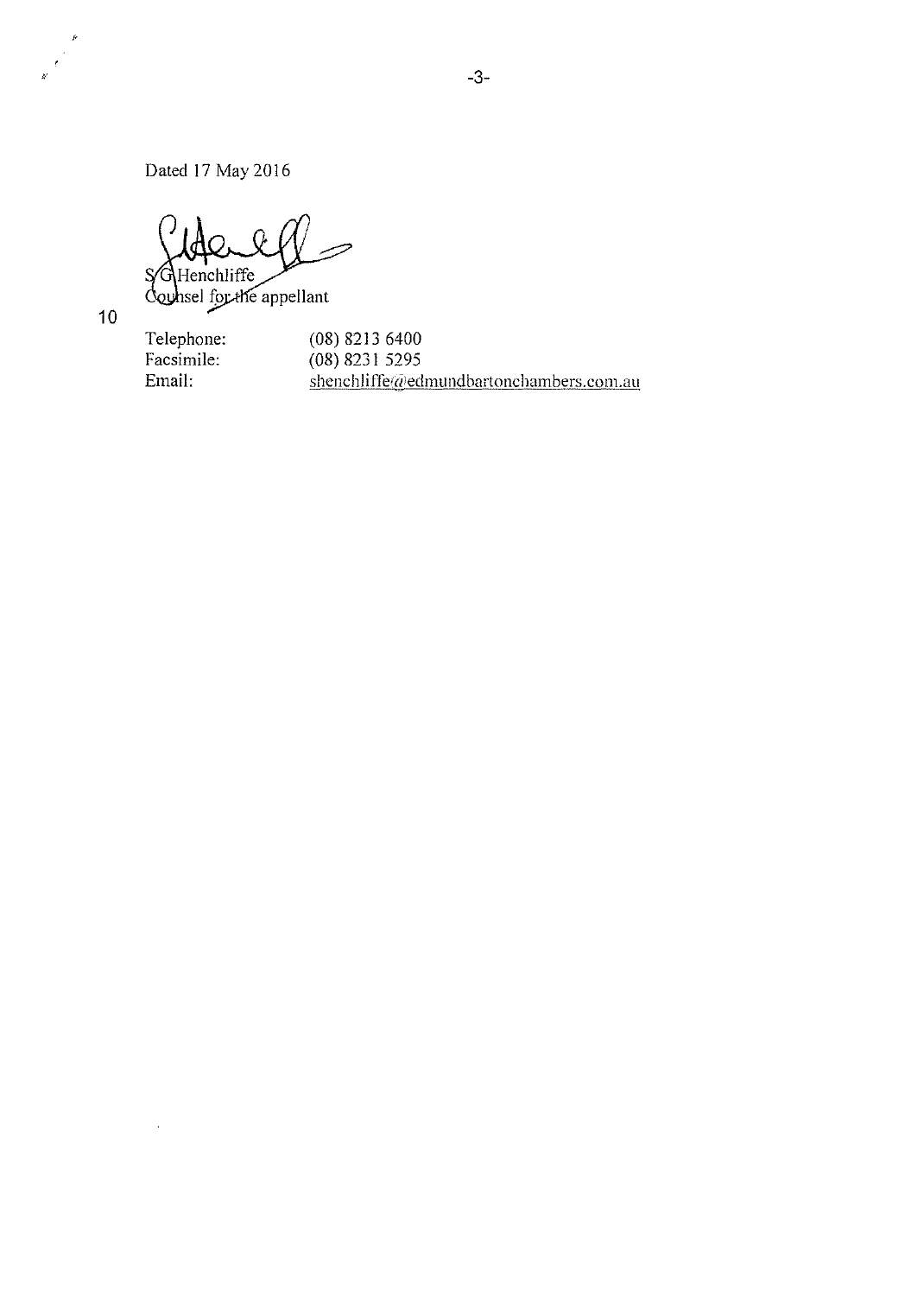Dated 17 May 2016

S G Henchliffe
Counsel for the appellant

| | |
|---|---|
| Telephone: | (08) 8213 6400 |
| Facsimile: | (08) 8231 5295 |
| Email: | shenchliffe@edmundbartonchambers.com.au |